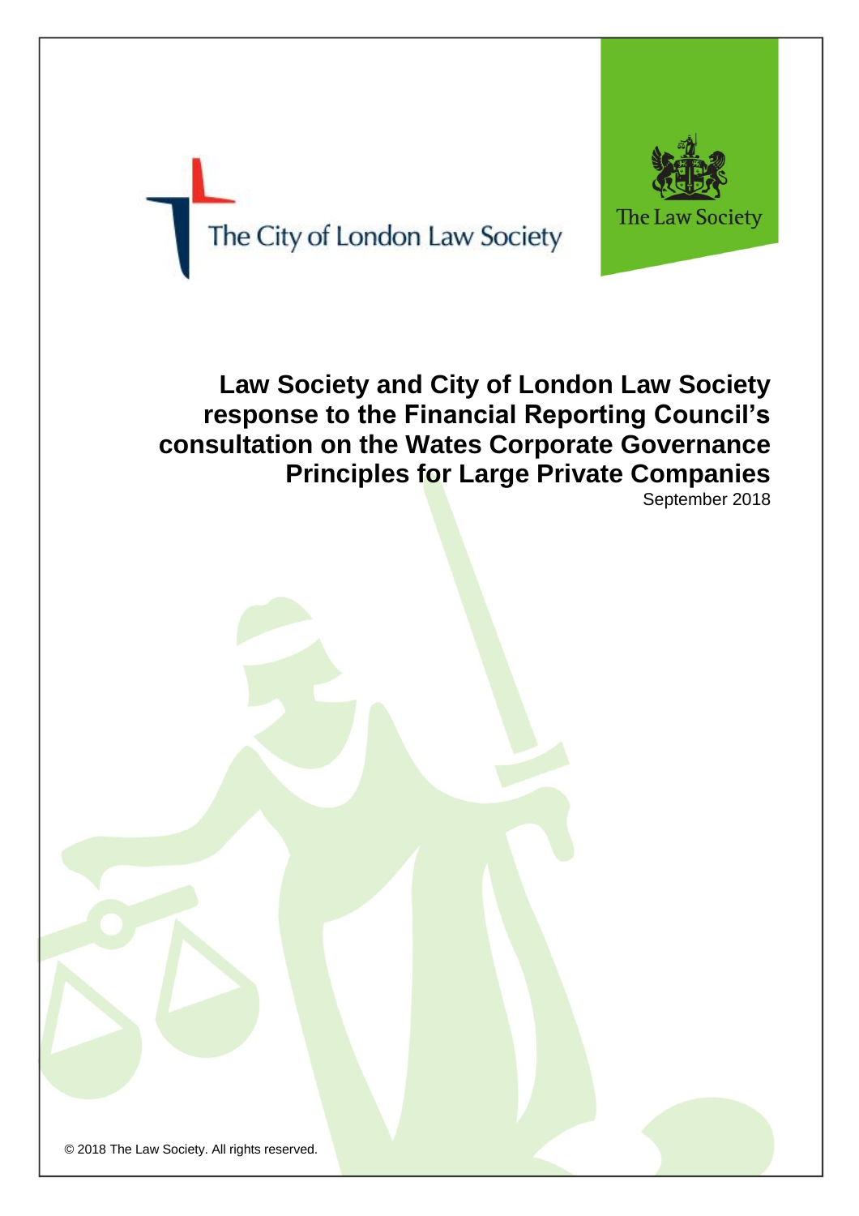The City of London Law Society

The Law Society

# Law Society and City of London Law Society response to the Financial Reporting Council's consultation on the Wates Corporate Governance Principles for Large Private Companies

September 2018

© 2018 The Law Society. All rights reserved.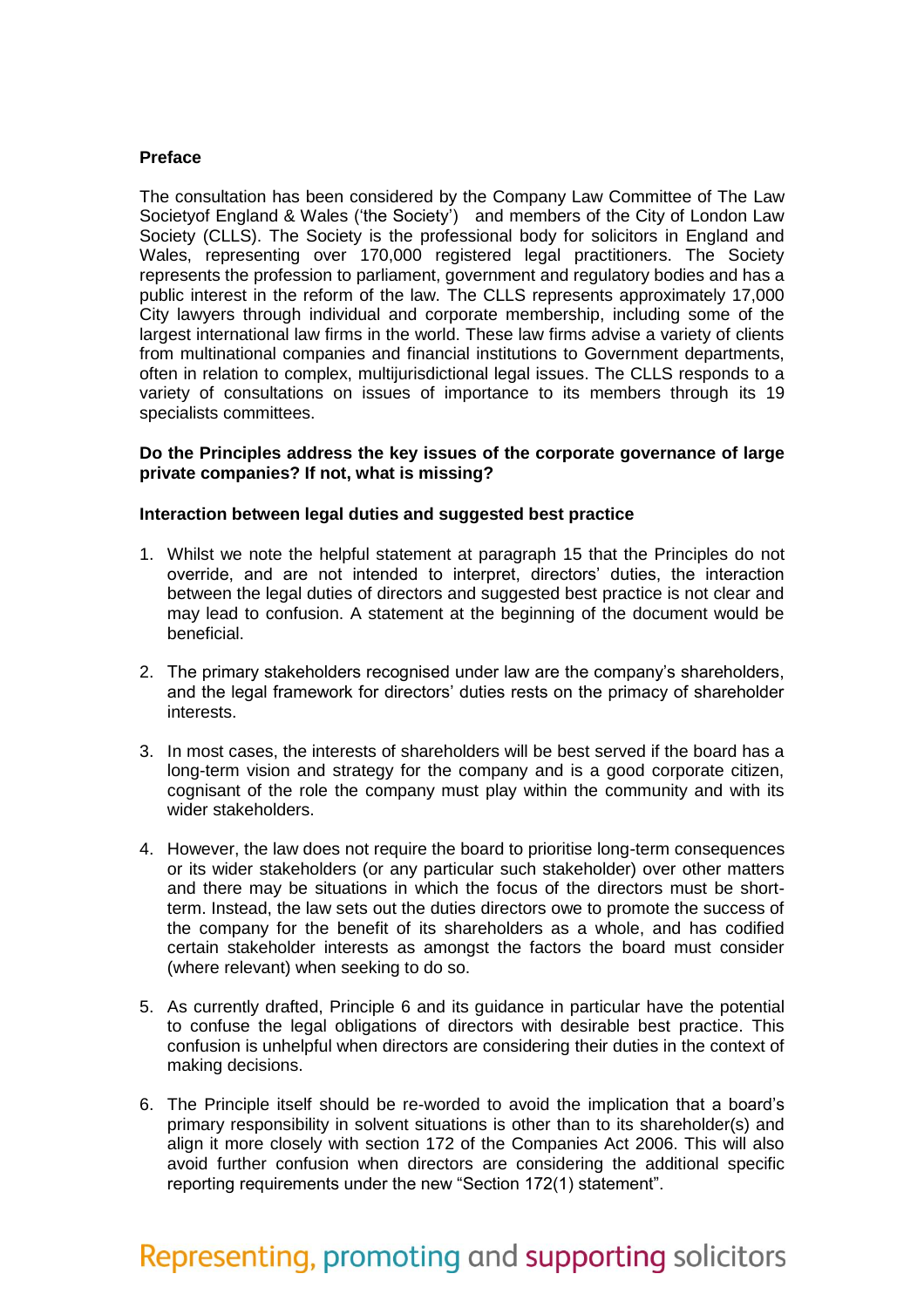**Preface**

The consultation has been considered by the Company Law Committee of The Law Societyof England & Wales ('the Society') and members of the City of London Law Society (CLLS). The Society is the professional body for solicitors in England and Wales, representing over 170,000 registered legal practitioners. The Society represents the profession to parliament, government and regulatory bodies and has a public interest in the reform of the law. The CLLS represents approximately 17,000 City lawyers through individual and corporate membership, including some of the largest international law firms in the world. These law firms advise a variety of clients from multinational companies and financial institutions to Government departments, often in relation to complex, multijurisdictional legal issues. The CLLS responds to a variety of consultations on issues of importance to its members through its 19 specialists committees.

**Do the Principles address the key issues of the corporate governance of large private companies? If not, what is missing?**

**Interaction between legal duties and suggested best practice**

1. Whilst we note the helpful statement at paragraph 15 that the Principles do not override, and are not intended to interpret, directors' duties, the interaction between the legal duties of directors and suggested best practice is not clear and may lead to confusion. A statement at the beginning of the document would be beneficial.

2. The primary stakeholders recognised under law are the company's shareholders, and the legal framework for directors' duties rests on the primacy of shareholder interests.

3. In most cases, the interests of shareholders will be best served if the board has a long-term vision and strategy for the company and is a good corporate citizen, cognisant of the role the company must play within the community and with its wider stakeholders.

4. However, the law does not require the board to prioritise long-term consequences or its wider stakeholders (or any particular such stakeholder) over other matters and there may be situations in which the focus of the directors must be short-term. Instead, the law sets out the duties directors owe to promote the success of the company for the benefit of its shareholders as a whole, and has codified certain stakeholder interests as amongst the factors the board must consider (where relevant) when seeking to do so.

5. As currently drafted, Principle 6 and its guidance in particular have the potential to confuse the legal obligations of directors with desirable best practice. This confusion is unhelpful when directors are considering their duties in the context of making decisions.

6. The Principle itself should be re-worded to avoid the implication that a board's primary responsibility in solvent situations is other than to its shareholder(s) and align it more closely with section 172 of the Companies Act 2006. This will also avoid further confusion when directors are considering the additional specific reporting requirements under the new "Section 172(1) statement".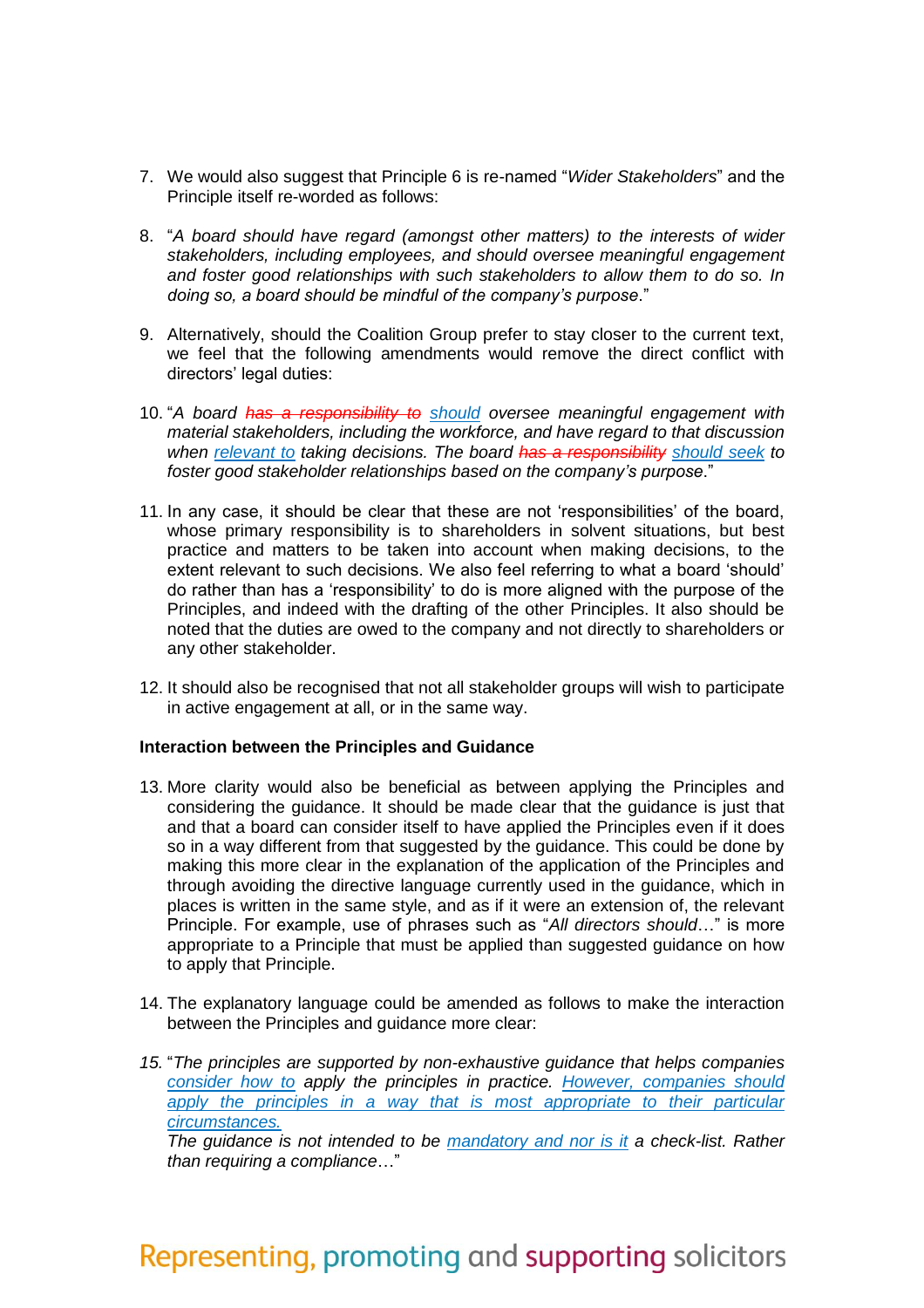7. We would also suggest that Principle 6 is re-named "*Wider Stakeholders*" and the Principle itself re-worded as follows:

8. "*A board should have regard (amongst other matters) to the interests of wider stakeholders, including employees, and should oversee meaningful engagement and foster good relationships with such stakeholders to allow them to do so. In doing so, a board should be mindful of the company's purpose*."

9. Alternatively, should the Coalition Group prefer to stay closer to the current text, we feel that the following amendments would remove the direct conflict with directors' legal duties:

10. "*A board ~~has a responsibility to~~ should oversee meaningful engagement with material stakeholders, including the workforce, and have regard to that discussion when relevant to taking decisions. The board ~~has a responsibility~~ should seek to foster good stakeholder relationships based on the company's purpose*."

11. In any case, it should be clear that these are not 'responsibilities' of the board, whose primary responsibility is to shareholders in solvent situations, but best practice and matters to be taken into account when making decisions, to the extent relevant to such decisions. We also feel referring to what a board 'should' do rather than has a 'responsibility' to do is more aligned with the purpose of the Principles, and indeed with the drafting of the other Principles. It also should be noted that the duties are owed to the company and not directly to shareholders or any other stakeholder.

12. It should also be recognised that not all stakeholder groups will wish to participate in active engagement at all, or in the same way.

**Interaction between the Principles and Guidance**

13. More clarity would also be beneficial as between applying the Principles and considering the guidance. It should be made clear that the guidance is just that and that a board can consider itself to have applied the Principles even if it does so in a way different from that suggested by the guidance. This could be done by making this more clear in the explanation of the application of the Principles and through avoiding the directive language currently used in the guidance, which in places is written in the same style, and as if it were an extension of, the relevant Principle. For example, use of phrases such as "*All directors should*…" is more appropriate to a Principle that must be applied than suggested guidance on how to apply that Principle.

14. The explanatory language could be amended as follows to make the interaction between the Principles and guidance more clear:

15. "*The principles are supported by non-exhaustive guidance that helps companies consider how to apply the principles in practice. However, companies should apply the principles in a way that is most appropriate to their particular circumstances.*
*The guidance is not intended to be mandatory and nor is it a check-list. Rather than requiring a compliance*…"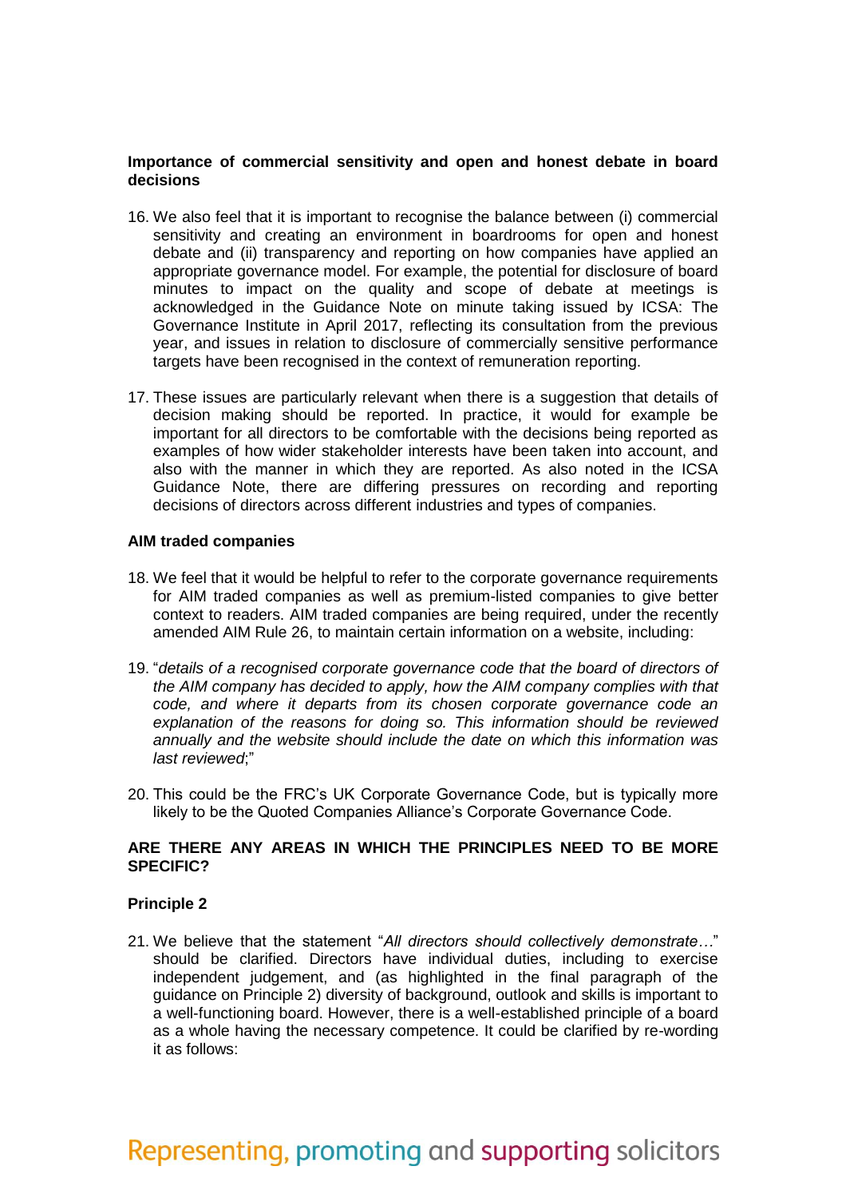**Importance of commercial sensitivity and open and honest debate in board decisions**

16. We also feel that it is important to recognise the balance between (i) commercial sensitivity and creating an environment in boardrooms for open and honest debate and (ii) transparency and reporting on how companies have applied an appropriate governance model. For example, the potential for disclosure of board minutes to impact on the quality and scope of debate at meetings is acknowledged in the Guidance Note on minute taking issued by ICSA: The Governance Institute in April 2017, reflecting its consultation from the previous year, and issues in relation to disclosure of commercially sensitive performance targets have been recognised in the context of remuneration reporting.

17. These issues are particularly relevant when there is a suggestion that details of decision making should be reported. In practice, it would for example be important for all directors to be comfortable with the decisions being reported as examples of how wider stakeholder interests have been taken into account, and also with the manner in which they are reported. As also noted in the ICSA Guidance Note, there are differing pressures on recording and reporting decisions of directors across different industries and types of companies.

**AIM traded companies**

18. We feel that it would be helpful to refer to the corporate governance requirements for AIM traded companies as well as premium-listed companies to give better context to readers. AIM traded companies are being required, under the recently amended AIM Rule 26, to maintain certain information on a website, including:

19. "*details of a recognised corporate governance code that the board of directors of the AIM company has decided to apply, how the AIM company complies with that code, and where it departs from its chosen corporate governance code an explanation of the reasons for doing so. This information should be reviewed annually and the website should include the date on which this information was last reviewed*;"

20. This could be the FRC's UK Corporate Governance Code, but is typically more likely to be the Quoted Companies Alliance's Corporate Governance Code.

**ARE THERE ANY AREAS IN WHICH THE PRINCIPLES NEED TO BE MORE SPECIFIC?**

**Principle 2**

21. We believe that the statement "*All directors should collectively demonstrate…*" should be clarified. Directors have individual duties, including to exercise independent judgement, and (as highlighted in the final paragraph of the guidance on Principle 2) diversity of background, outlook and skills is important to a well-functioning board. However, there is a well-established principle of a board as a whole having the necessary competence. It could be clarified by re-wording it as follows: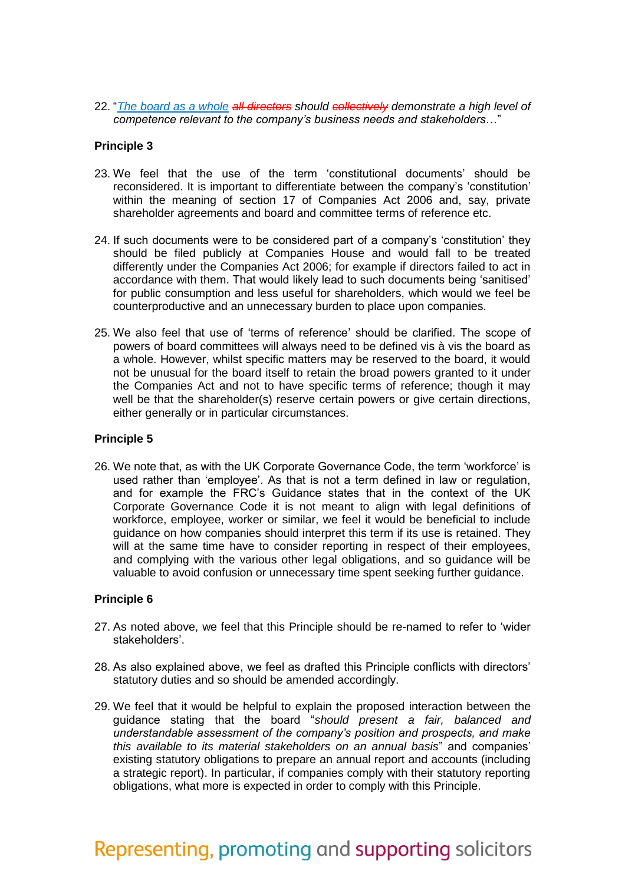22. "*The board as a whole ~~all directors~~ should ~~collectively~~ demonstrate a high level of competence relevant to the company's business needs and stakeholders*…"

**Principle 3**

23. We feel that the use of the term 'constitutional documents' should be reconsidered. It is important to differentiate between the company's 'constitution' within the meaning of section 17 of Companies Act 2006 and, say, private shareholder agreements and board and committee terms of reference etc.

24. If such documents were to be considered part of a company's 'constitution' they should be filed publicly at Companies House and would fall to be treated differently under the Companies Act 2006; for example if directors failed to act in accordance with them. That would likely lead to such documents being 'sanitised' for public consumption and less useful for shareholders, which would we feel be counterproductive and an unnecessary burden to place upon companies.

25. We also feel that use of 'terms of reference' should be clarified. The scope of powers of board committees will always need to be defined vis à vis the board as a whole. However, whilst specific matters may be reserved to the board, it would not be unusual for the board itself to retain the broad powers granted to it under the Companies Act and not to have specific terms of reference; though it may well be that the shareholder(s) reserve certain powers or give certain directions, either generally or in particular circumstances.

**Principle 5**

26. We note that, as with the UK Corporate Governance Code, the term 'workforce' is used rather than 'employee'. As that is not a term defined in law or regulation, and for example the FRC's Guidance states that in the context of the UK Corporate Governance Code it is not meant to align with legal definitions of workforce, employee, worker or similar, we feel it would be beneficial to include guidance on how companies should interpret this term if its use is retained. They will at the same time have to consider reporting in respect of their employees, and complying with the various other legal obligations, and so guidance will be valuable to avoid confusion or unnecessary time spent seeking further guidance.

**Principle 6**

27. As noted above, we feel that this Principle should be re-named to refer to 'wider stakeholders'.

28. As also explained above, we feel as drafted this Principle conflicts with directors' statutory duties and so should be amended accordingly.

29. We feel that it would be helpful to explain the proposed interaction between the guidance stating that the board "*should present a fair, balanced and understandable assessment of the company's position and prospects, and make this available to its material stakeholders on an annual basis*" and companies' existing statutory obligations to prepare an annual report and accounts (including a strategic report). In particular, if companies comply with their statutory reporting obligations, what more is expected in order to comply with this Principle.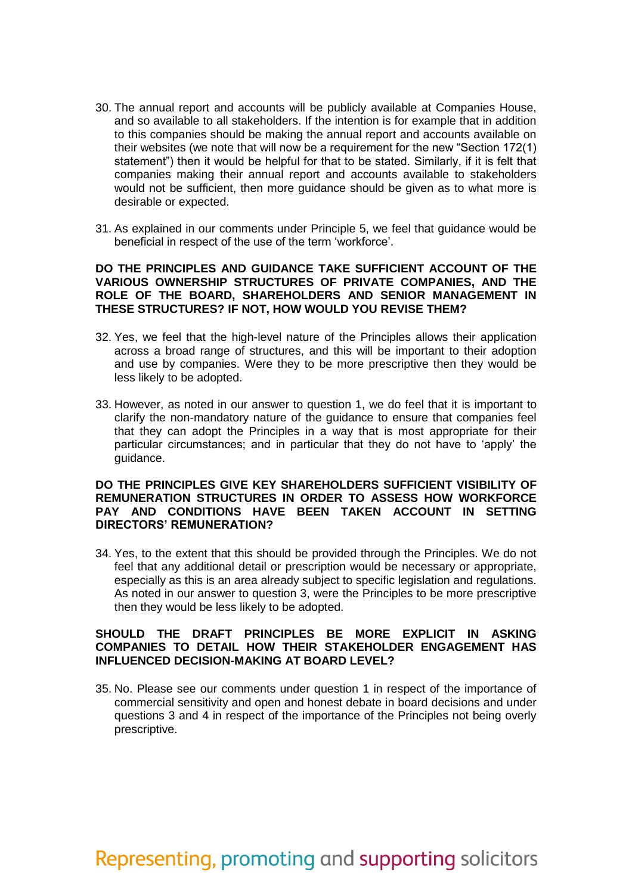30. The annual report and accounts will be publicly available at Companies House, and so available to all stakeholders. If the intention is for example that in addition to this companies should be making the annual report and accounts available on their websites (we note that will now be a requirement for the new "Section 172(1) statement") then it would be helpful for that to be stated. Similarly, if it is felt that companies making their annual report and accounts available to stakeholders would not be sufficient, then more guidance should be given as to what more is desirable or expected.

31. As explained in our comments under Principle 5, we feel that guidance would be beneficial in respect of the use of the term 'workforce'.

**DO THE PRINCIPLES AND GUIDANCE TAKE SUFFICIENT ACCOUNT OF THE VARIOUS OWNERSHIP STRUCTURES OF PRIVATE COMPANIES, AND THE ROLE OF THE BOARD, SHAREHOLDERS AND SENIOR MANAGEMENT IN THESE STRUCTURES? IF NOT, HOW WOULD YOU REVISE THEM?**

32. Yes, we feel that the high-level nature of the Principles allows their application across a broad range of structures, and this will be important to their adoption and use by companies. Were they to be more prescriptive then they would be less likely to be adopted.

33. However, as noted in our answer to question 1, we do feel that it is important to clarify the non-mandatory nature of the guidance to ensure that companies feel that they can adopt the Principles in a way that is most appropriate for their particular circumstances; and in particular that they do not have to 'apply' the guidance.

**DO THE PRINCIPLES GIVE KEY SHAREHOLDERS SUFFICIENT VISIBILITY OF REMUNERATION STRUCTURES IN ORDER TO ASSESS HOW WORKFORCE PAY AND CONDITIONS HAVE BEEN TAKEN ACCOUNT IN SETTING DIRECTORS' REMUNERATION?**

34. Yes, to the extent that this should be provided through the Principles. We do not feel that any additional detail or prescription would be necessary or appropriate, especially as this is an area already subject to specific legislation and regulations. As noted in our answer to question 3, were the Principles to be more prescriptive then they would be less likely to be adopted.

**SHOULD THE DRAFT PRINCIPLES BE MORE EXPLICIT IN ASKING COMPANIES TO DETAIL HOW THEIR STAKEHOLDER ENGAGEMENT HAS INFLUENCED DECISION-MAKING AT BOARD LEVEL?**

35. No. Please see our comments under question 1 in respect of the importance of commercial sensitivity and open and honest debate in board decisions and under questions 3 and 4 in respect of the importance of the Principles not being overly prescriptive.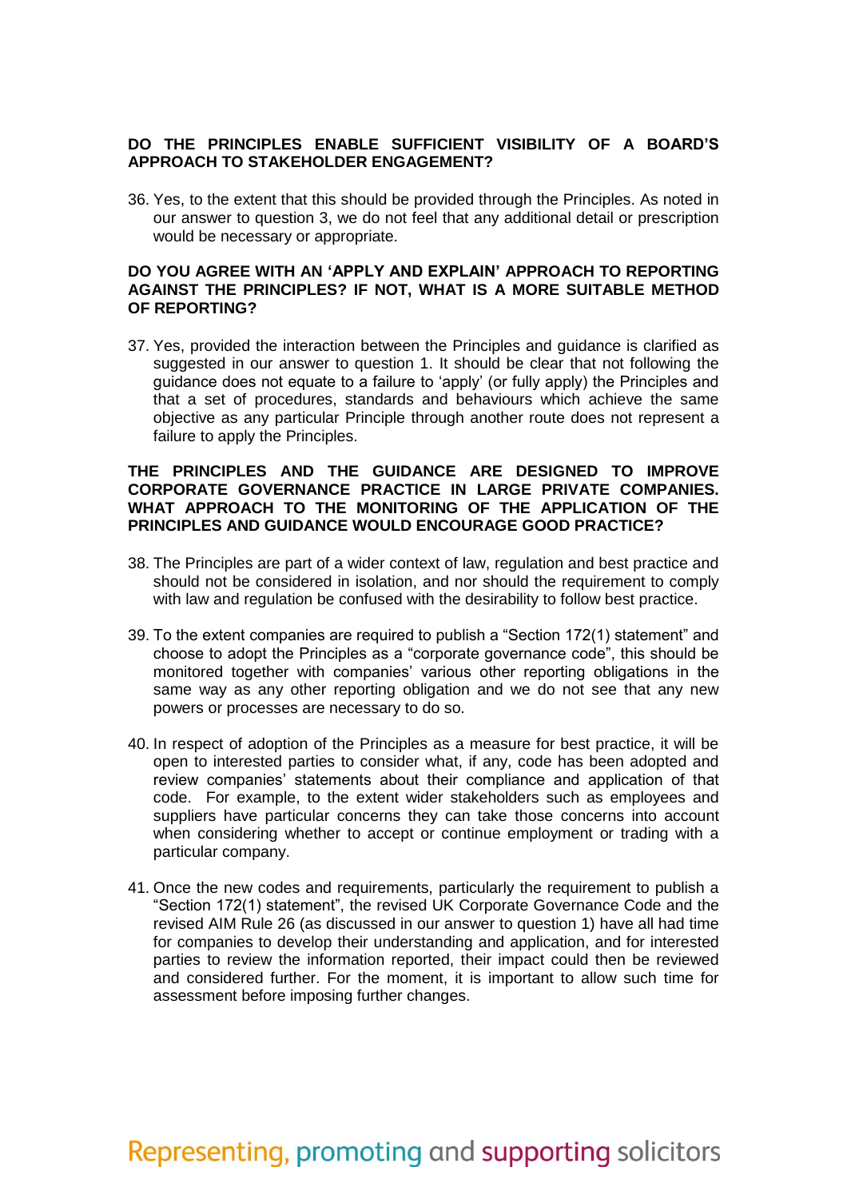**DO THE PRINCIPLES ENABLE SUFFICIENT VISIBILITY OF A BOARD'S APPROACH TO STAKEHOLDER ENGAGEMENT?**

36. Yes, to the extent that this should be provided through the Principles. As noted in our answer to question 3, we do not feel that any additional detail or prescription would be necessary or appropriate.

**DO YOU AGREE WITH AN 'APPLY AND EXPLAIN' APPROACH TO REPORTING AGAINST THE PRINCIPLES? IF NOT, WHAT IS A MORE SUITABLE METHOD OF REPORTING?**

37. Yes, provided the interaction between the Principles and guidance is clarified as suggested in our answer to question 1. It should be clear that not following the guidance does not equate to a failure to 'apply' (or fully apply) the Principles and that a set of procedures, standards and behaviours which achieve the same objective as any particular Principle through another route does not represent a failure to apply the Principles.

**THE PRINCIPLES AND THE GUIDANCE ARE DESIGNED TO IMPROVE CORPORATE GOVERNANCE PRACTICE IN LARGE PRIVATE COMPANIES. WHAT APPROACH TO THE MONITORING OF THE APPLICATION OF THE PRINCIPLES AND GUIDANCE WOULD ENCOURAGE GOOD PRACTICE?**

38. The Principles are part of a wider context of law, regulation and best practice and should not be considered in isolation, and nor should the requirement to comply with law and regulation be confused with the desirability to follow best practice.

39. To the extent companies are required to publish a "Section 172(1) statement" and choose to adopt the Principles as a "corporate governance code", this should be monitored together with companies' various other reporting obligations in the same way as any other reporting obligation and we do not see that any new powers or processes are necessary to do so.

40. In respect of adoption of the Principles as a measure for best practice, it will be open to interested parties to consider what, if any, code has been adopted and review companies' statements about their compliance and application of that code. For example, to the extent wider stakeholders such as employees and suppliers have particular concerns they can take those concerns into account when considering whether to accept or continue employment or trading with a particular company.

41. Once the new codes and requirements, particularly the requirement to publish a "Section 172(1) statement", the revised UK Corporate Governance Code and the revised AIM Rule 26 (as discussed in our answer to question 1) have all had time for companies to develop their understanding and application, and for interested parties to review the information reported, their impact could then be reviewed and considered further. For the moment, it is important to allow such time for assessment before imposing further changes.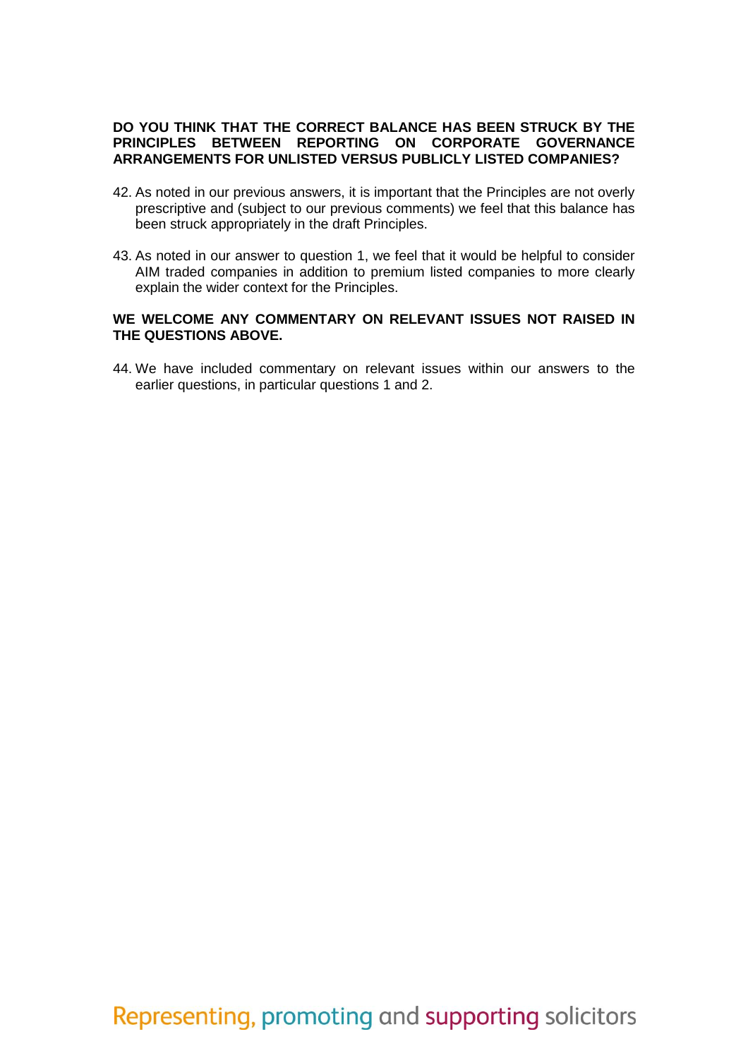**DO YOU THINK THAT THE CORRECT BALANCE HAS BEEN STRUCK BY THE PRINCIPLES BETWEEN REPORTING ON CORPORATE GOVERNANCE ARRANGEMENTS FOR UNLISTED VERSUS PUBLICLY LISTED COMPANIES?**

42. As noted in our previous answers, it is important that the Principles are not overly prescriptive and (subject to our previous comments) we feel that this balance has been struck appropriately in the draft Principles.

43. As noted in our answer to question 1, we feel that it would be helpful to consider AIM traded companies in addition to premium listed companies to more clearly explain the wider context for the Principles.

**WE WELCOME ANY COMMENTARY ON RELEVANT ISSUES NOT RAISED IN THE QUESTIONS ABOVE.**

44. We have included commentary on relevant issues within our answers to the earlier questions, in particular questions 1 and 2.